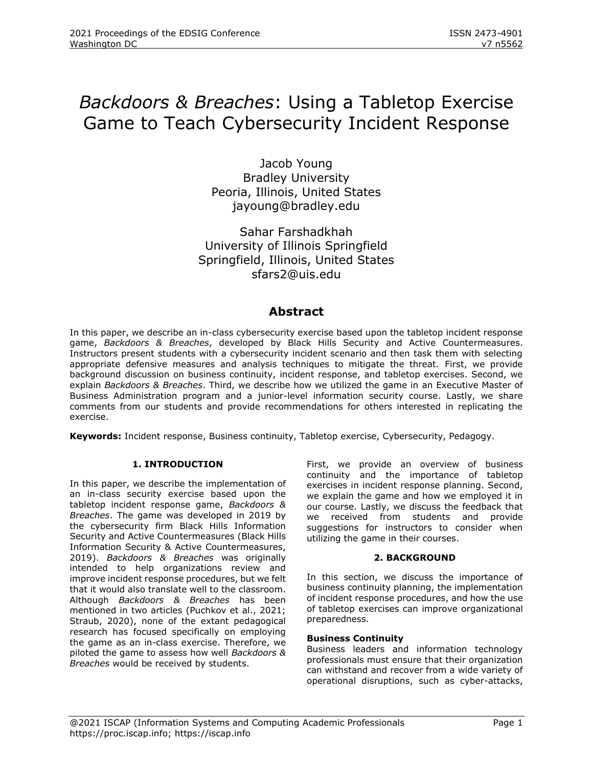# *Backdoors & Breaches*: Using a Tabletop Exercise Game to Teach Cybersecurity Incident Response

Jacob Young
Bradley University
Peoria, Illinois, United States
jayoung@bradley.edu

Sahar Farshadkhah
University of Illinois Springfield
Springfield, Illinois, United States
sfars2@uis.edu

## Abstract

In this paper, we describe an in-class cybersecurity exercise based upon the tabletop incident response game, *Backdoors & Breaches*, developed by Black Hills Security and Active Countermeasures. Instructors present students with a cybersecurity incident scenario and then task them with selecting appropriate defensive measures and analysis techniques to mitigate the threat. First, we provide background discussion on business continuity, incident response, and tabletop exercises. Second, we explain *Backdoors & Breaches*. Third, we describe how we utilized the game in an Executive Master of Business Administration program and a junior-level information security course. Lastly, we share comments from our students and provide recommendations for others interested in replicating the exercise.

**Keywords:** Incident response, Business continuity, Tabletop exercise, Cybersecurity, Pedagogy.

## 1. INTRODUCTION

In this paper, we describe the implementation of an in-class security exercise based upon the tabletop incident response game, *Backdoors & Breaches*. The game was developed in 2019 by the cybersecurity firm Black Hills Information Security and Active Countermeasures (Black Hills Information Security & Active Countermeasures, 2019). *Backdoors & Breaches* was originally intended to help organizations review and improve incident response procedures, but we felt that it would also translate well to the classroom. Although *Backdoors & Breaches* has been mentioned in two articles (Puchkov et al., 2021; Straub, 2020), none of the extant pedagogical research has focused specifically on employing the game as an in-class exercise. Therefore, we piloted the game to assess how well *Backdoors & Breaches* would be received by students.

First, we provide an overview of business continuity and the importance of tabletop exercises in incident response planning. Second, we explain the game and how we employed it in our course. Lastly, we discuss the feedback that we received from students and provide suggestions for instructors to consider when utilizing the game in their courses.

## 2. BACKGROUND

In this section, we discuss the importance of business continuity planning, the implementation of incident response procedures, and how the use of tabletop exercises can improve organizational preparedness.

### Business Continuity

Business leaders and information technology professionals must ensure that their organization can withstand and recover from a wide variety of operational disruptions, such as cyber-attacks,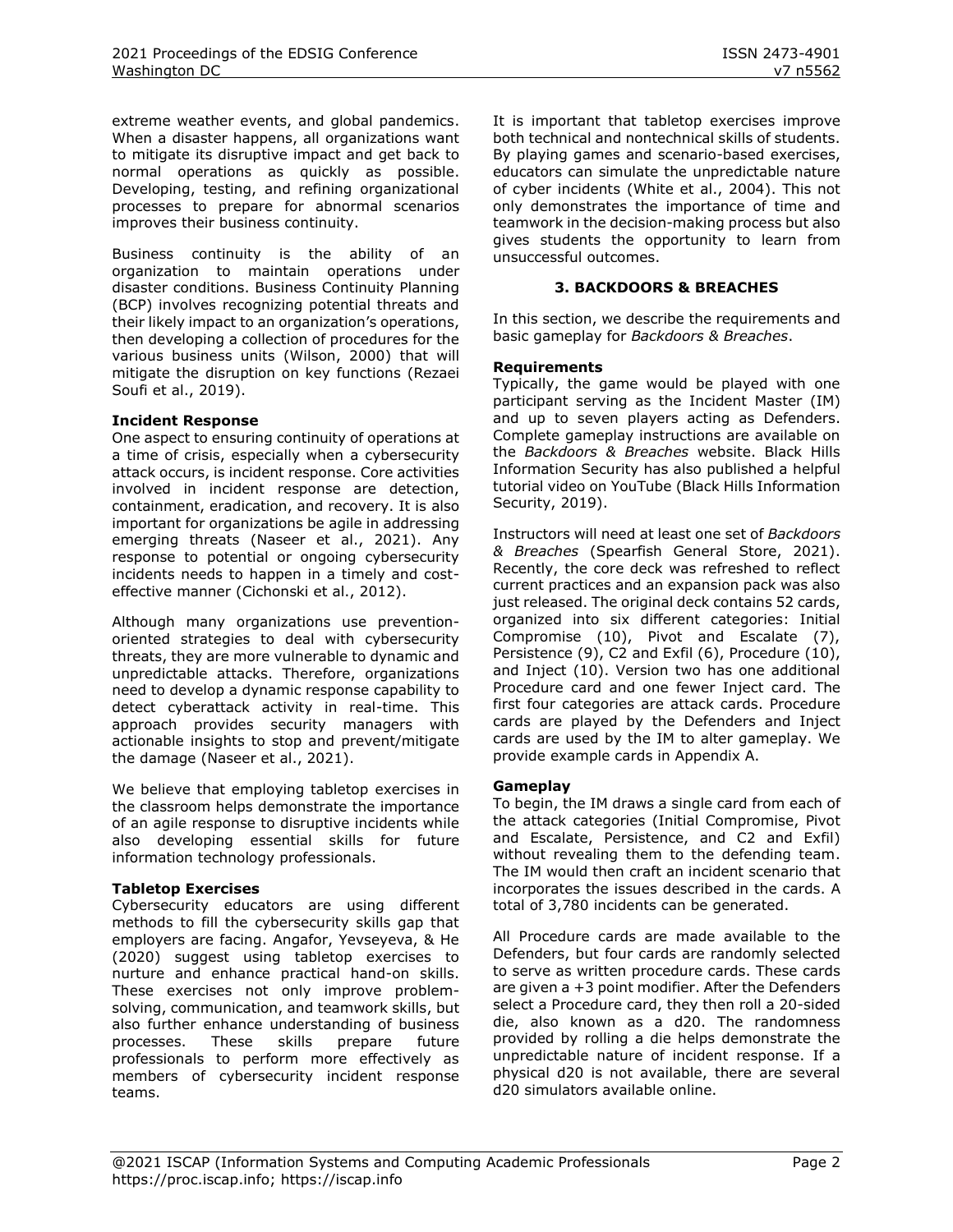extreme weather events, and global pandemics. When a disaster happens, all organizations want to mitigate its disruptive impact and get back to normal operations as quickly as possible. Developing, testing, and refining organizational processes to prepare for abnormal scenarios improves their business continuity.

Business continuity is the ability of an organization to maintain operations under disaster conditions. Business Continuity Planning (BCP) involves recognizing potential threats and their likely impact to an organization's operations, then developing a collection of procedures for the various business units (Wilson, 2000) that will mitigate the disruption on key functions (Rezaei Soufi et al., 2019).

### Incident Response

One aspect to ensuring continuity of operations at a time of crisis, especially when a cybersecurity attack occurs, is incident response. Core activities involved in incident response are detection, containment, eradication, and recovery. It is also important for organizations be agile in addressing emerging threats (Naseer et al., 2021). Any response to potential or ongoing cybersecurity incidents needs to happen in a timely and cost-effective manner (Cichonski et al., 2012).

Although many organizations use prevention-oriented strategies to deal with cybersecurity threats, they are more vulnerable to dynamic and unpredictable attacks. Therefore, organizations need to develop a dynamic response capability to detect cyberattack activity in real-time. This approach provides security managers with actionable insights to stop and prevent/mitigate the damage (Naseer et al., 2021).

We believe that employing tabletop exercises in the classroom helps demonstrate the importance of an agile response to disruptive incidents while also developing essential skills for future information technology professionals.

### Tabletop Exercises

Cybersecurity educators are using different methods to fill the cybersecurity skills gap that employers are facing. Angafor, Yevseyeva, & He (2020) suggest using tabletop exercises to nurture and enhance practical hand-on skills. These exercises not only improve problem-solving, communication, and teamwork skills, but also further enhance understanding of business processes. These skills prepare future professionals to perform more effectively as members of cybersecurity incident response teams.

It is important that tabletop exercises improve both technical and nontechnical skills of students. By playing games and scenario-based exercises, educators can simulate the unpredictable nature of cyber incidents (White et al., 2004). This not only demonstrates the importance of time and teamwork in the decision-making process but also gives students the opportunity to learn from unsuccessful outcomes.

## 3. BACKDOORS & BREACHES

In this section, we describe the requirements and basic gameplay for *Backdoors & Breaches*.

### Requirements

Typically, the game would be played with one participant serving as the Incident Master (IM) and up to seven players acting as Defenders. Complete gameplay instructions are available on the *Backdoors & Breaches* website. Black Hills Information Security has also published a helpful tutorial video on YouTube (Black Hills Information Security, 2019).

Instructors will need at least one set of *Backdoors & Breaches* (Spearfish General Store, 2021). Recently, the core deck was refreshed to reflect current practices and an expansion pack was also just released. The original deck contains 52 cards, organized into six different categories: Initial Compromise (10), Pivot and Escalate (7), Persistence (9), C2 and Exfil (6), Procedure (10), and Inject (10). Version two has one additional Procedure card and one fewer Inject card. The first four categories are attack cards. Procedure cards are played by the Defenders and Inject cards are used by the IM to alter gameplay. We provide example cards in Appendix A.

### Gameplay

To begin, the IM draws a single card from each of the attack categories (Initial Compromise, Pivot and Escalate, Persistence, and C2 and Exfil) without revealing them to the defending team. The IM would then craft an incident scenario that incorporates the issues described in the cards. A total of 3,780 incidents can be generated.

All Procedure cards are made available to the Defenders, but four cards are randomly selected to serve as written procedure cards. These cards are given a +3 point modifier. After the Defenders select a Procedure card, they then roll a 20-sided die, also known as a d20. The randomness provided by rolling a die helps demonstrate the unpredictable nature of incident response. If a physical d20 is not available, there are several d20 simulators available online.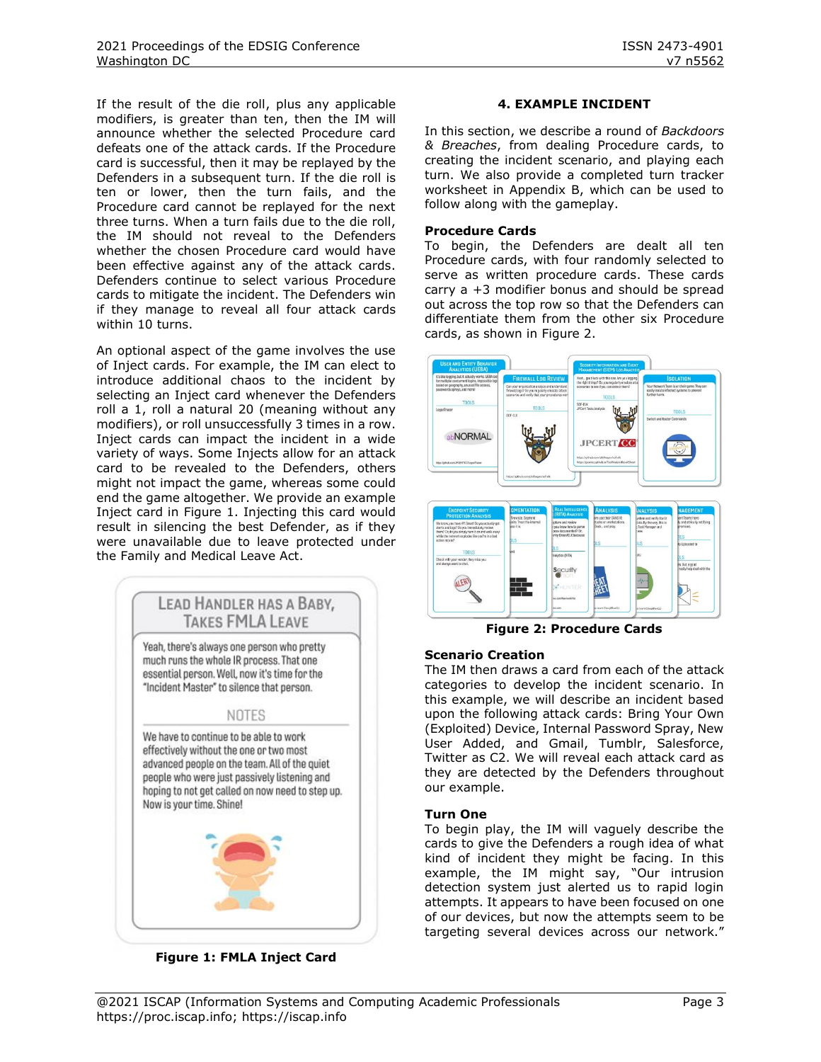If the result of the die roll, plus any applicable modifiers, is greater than ten, then the IM will announce whether the selected Procedure card defeats one of the attack cards. If the Procedure card is successful, then it may be replayed by the Defenders in a subsequent turn. If the die roll is ten or lower, then the turn fails, and the Procedure card cannot be replayed for the next three turns. When a turn fails due to the die roll, the IM should not reveal to the Defenders whether the chosen Procedure card would have been effective against any of the attack cards. Defenders continue to select various Procedure cards to mitigate the incident. The Defenders win if they manage to reveal all four attack cards within 10 turns.

An optional aspect of the game involves the use of Inject cards. For example, the IM can elect to introduce additional chaos to the incident by selecting an Inject card whenever the Defenders roll a 1, roll a natural 20 (meaning without any modifiers), or roll unsuccessfully 3 times in a row. Inject cards can impact the incident in a wide variety of ways. Some Injects allow for an attack card to be revealed to the Defenders, others might not impact the game, whereas some could end the game altogether. We provide an example Inject card in Figure 1. Injecting this card would result in silencing the best Defender, as if they were unavailable due to leave protected under the Family and Medical Leave Act.

**Figure 1: FMLA Inject Card**

## 4. EXAMPLE INCIDENT

In this section, we describe a round of *Backdoors & Breaches*, from dealing Procedure cards, to creating the incident scenario, and playing each turn. We also provide a completed turn tracker worksheet in Appendix B, which can be used to follow along with the gameplay.

### Procedure Cards

To begin, the Defenders are dealt all ten Procedure cards, with four randomly selected to serve as written procedure cards. These cards carry a +3 modifier bonus and should be spread out across the top row so that the Defenders can differentiate them from the other six Procedure cards, as shown in Figure 2.

**Figure 2: Procedure Cards**

### Scenario Creation

The IM then draws a card from each of the attack categories to develop the incident scenario. In this example, we will describe an incident based upon the following attack cards: Bring Your Own (Exploited) Device, Internal Password Spray, New User Added, and Gmail, Tumblr, Salesforce, Twitter as C2. We will reveal each attack card as they are detected by the Defenders throughout our example.

### Turn One

To begin play, the IM will vaguely describe the cards to give the Defenders a rough idea of what kind of incident they might be facing. In this example, the IM might say, "Our intrusion detection system just alerted us to rapid login attempts. It appears to have been focused on one of our devices, but now the attempts seem to be targeting several devices across our network."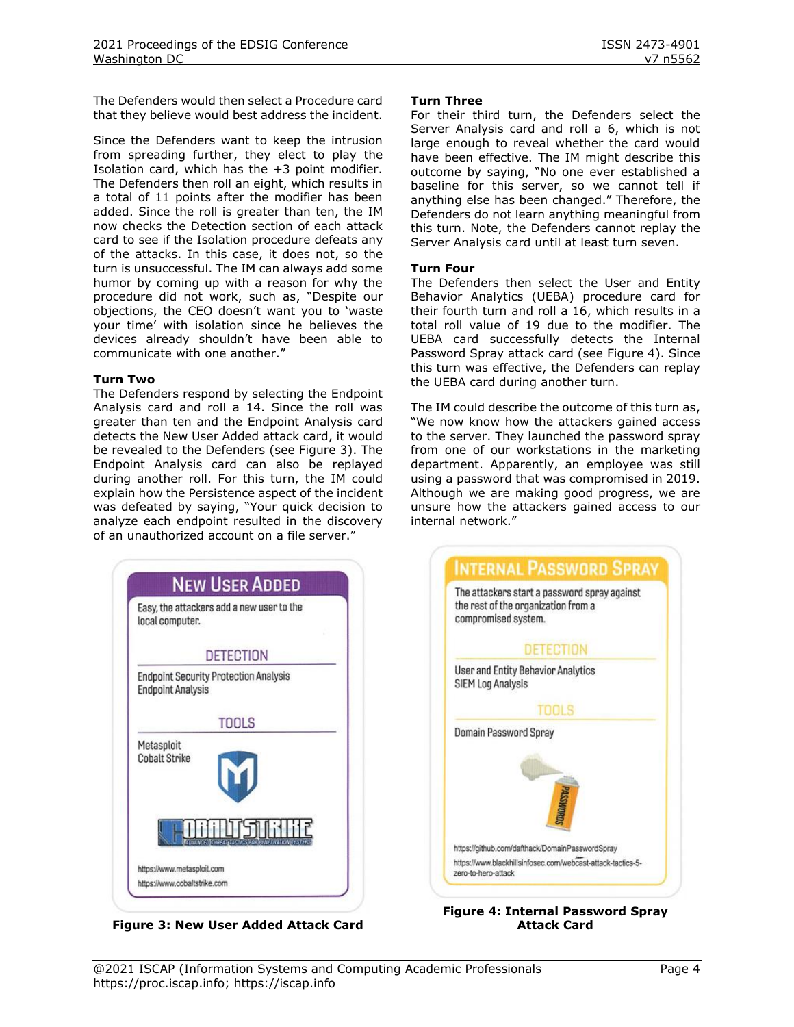The Defenders would then select a Procedure card that they believe would best address the incident.

Since the Defenders want to keep the intrusion from spreading further, they elect to play the Isolation card, which has the +3 point modifier. The Defenders then roll an eight, which results in a total of 11 points after the modifier has been added. Since the roll is greater than ten, the IM now checks the Detection section of each attack card to see if the Isolation procedure defeats any of the attacks. In this case, it does not, so the turn is unsuccessful. The IM can always add some humor by coming up with a reason for why the procedure did not work, such as, "Despite our objections, the CEO doesn't want you to 'waste your time' with isolation since he believes the devices already shouldn't have been able to communicate with one another."

**Turn Two**

The Defenders respond by selecting the Endpoint Analysis card and roll a 14. Since the roll was greater than ten and the Endpoint Analysis card detects the New User Added attack card, it would be revealed to the Defenders (see Figure 3). The Endpoint Analysis card can also be replayed during another roll. For this turn, the IM could explain how the Persistence aspect of the incident was defeated by saying, "Your quick decision to analyze each endpoint resulted in the discovery of an unauthorized account on a file server."

**New User Added**

Easy, the attackers add a new user to the local computer.

DETECTION

Endpoint Security Protection Analysis
Endpoint Analysis

TOOLS

Metasploit
Cobalt Strike

https://www.metasploit.com
https://www.cobaltstrike.com

**Figure 3: New User Added Attack Card**

**Turn Three**

For their third turn, the Defenders select the Server Analysis card and roll a 6, which is not large enough to reveal whether the card would have been effective. The IM might describe this outcome by saying, "No one ever established a baseline for this server, so we cannot tell if anything else has been changed." Therefore, the Defenders do not learn anything meaningful from this turn. Note, the Defenders cannot replay the Server Analysis card until at least turn seven.

**Turn Four**

The Defenders then select the User and Entity Behavior Analytics (UEBA) procedure card for their fourth turn and roll a 16, which results in a total roll value of 19 due to the modifier. The UEBA card successfully detects the Internal Password Spray attack card (see Figure 4). Since this turn was effective, the Defenders can replay the UEBA card during another turn.

The IM could describe the outcome of this turn as, "We now know how the attackers gained access to the server. They launched the password spray from one of our workstations in the marketing department. Apparently, an employee was still using a password that was compromised in 2019. Although we are making good progress, we are unsure how the attackers gained access to our internal network."

**Internal Password Spray**

The attackers start a password spray against the rest of the organization from a compromised system.

DETECTION

User and Entity Behavior Analytics
SIEM Log Analysis

TOOLS

Domain Password Spray

https://github.com/dafthack/DomainPasswordSpray
https://www.blackhillsinfosec.com/webcast-attack-tactics-5-zero-to-hero-attack

**Figure 4: Internal Password Spray Attack Card**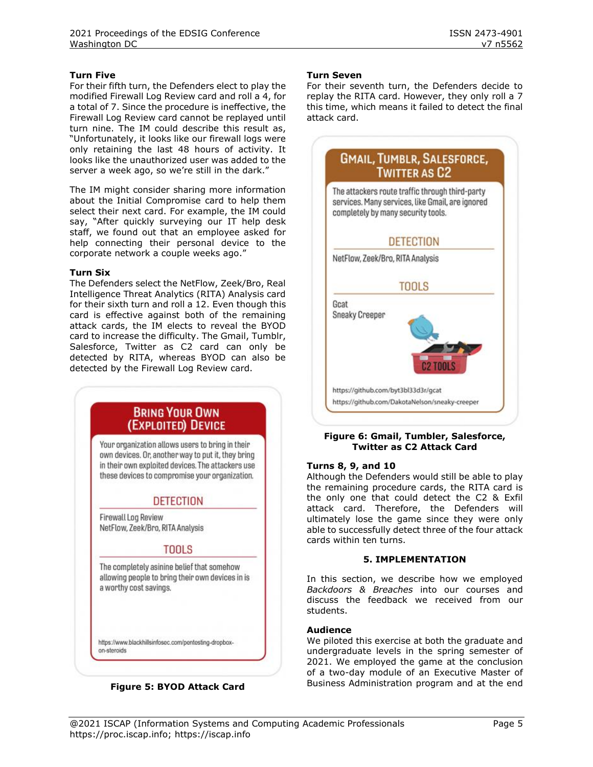### Turn Five

For their fifth turn, the Defenders elect to play the modified Firewall Log Review card and roll a 4, for a total of 7. Since the procedure is ineffective, the Firewall Log Review card cannot be replayed until turn nine. The IM could describe this result as, "Unfortunately, it looks like our firewall logs were only retaining the last 48 hours of activity. It looks like the unauthorized user was added to the server a week ago, so we're still in the dark."

The IM might consider sharing more information about the Initial Compromise card to help them select their next card. For example, the IM could say, "After quickly surveying our IT help desk staff, we found out that an employee asked for help connecting their personal device to the corporate network a couple weeks ago."

### Turn Six

The Defenders select the NetFlow, Zeek/Bro, Real Intelligence Threat Analytics (RITA) Analysis card for their sixth turn and roll a 12. Even though this card is effective against both of the remaining attack cards, the IM elects to reveal the BYOD card to increase the difficulty. The Gmail, Tumblr, Salesforce, Twitter as C2 card can only be detected by RITA, whereas BYOD can also be detected by the Firewall Log Review card.

**Figure 5: BYOD Attack Card**

### Turn Seven

For their seventh turn, the Defenders decide to replay the RITA card. However, they only roll a 7 this time, which means it failed to detect the final attack card.

**Figure 6: Gmail, Tumbler, Salesforce, Twitter as C2 Attack Card**

### Turns 8, 9, and 10

Although the Defenders would still be able to play the remaining procedure cards, the RITA card is the only one that could detect the C2 & Exfil attack card. Therefore, the Defenders will ultimately lose the game since they were only able to successfully detect three of the four attack cards within ten turns.

## 5. IMPLEMENTATION

In this section, we describe how we employed *Backdoors & Breaches* into our courses and discuss the feedback we received from our students.

### Audience

We piloted this exercise at both the graduate and undergraduate levels in the spring semester of 2021. We employed the game at the conclusion of a two-day module of an Executive Master of Business Administration program and at the end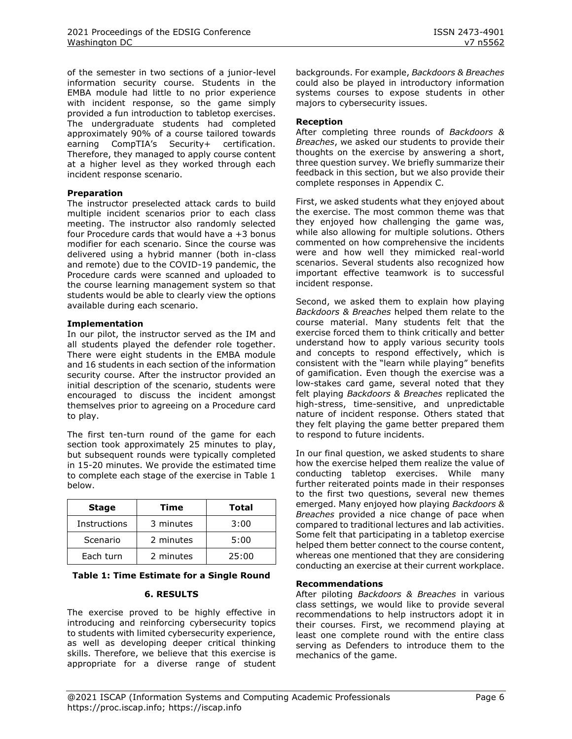of the semester in two sections of a junior-level information security course. Students in the EMBA module had little to no prior experience with incident response, so the game simply provided a fun introduction to tabletop exercises. The undergraduate students had completed approximately 90% of a course tailored towards earning CompTIA's Security+ certification. Therefore, they managed to apply course content at a higher level as they worked through each incident response scenario.

**Preparation**

The instructor preselected attack cards to build multiple incident scenarios prior to each class meeting. The instructor also randomly selected four Procedure cards that would have a +3 bonus modifier for each scenario. Since the course was delivered using a hybrid manner (both in-class and remote) due to the COVID-19 pandemic, the Procedure cards were scanned and uploaded to the course learning management system so that students would be able to clearly view the options available during each scenario.

**Implementation**

In our pilot, the instructor served as the IM and all students played the defender role together. There were eight students in the EMBA module and 16 students in each section of the information security course. After the instructor provided an initial description of the scenario, students were encouraged to discuss the incident amongst themselves prior to agreeing on a Procedure card to play.

The first ten-turn round of the game for each section took approximately 25 minutes to play, but subsequent rounds were typically completed in 15-20 minutes. We provide the estimated time to complete each stage of the exercise in Table 1 below.

| Stage | Time | Total |
|---|---|---|
| Instructions | 3 minutes | 3:00 |
| Scenario | 2 minutes | 5:00 |
| Each turn | 2 minutes | 25:00 |

**Table 1: Time Estimate for a Single Round**

## 6. RESULTS

The exercise proved to be highly effective in introducing and reinforcing cybersecurity topics to students with limited cybersecurity experience, as well as developing deeper critical thinking skills. Therefore, we believe that this exercise is appropriate for a diverse range of student backgrounds. For example, *Backdoors & Breaches* could also be played in introductory information systems courses to expose students in other majors to cybersecurity issues.

**Reception**

After completing three rounds of *Backdoors & Breaches*, we asked our students to provide their thoughts on the exercise by answering a short, three question survey. We briefly summarize their feedback in this section, but we also provide their complete responses in Appendix C.

First, we asked students what they enjoyed about the exercise. The most common theme was that they enjoyed how challenging the game was, while also allowing for multiple solutions. Others commented on how comprehensive the incidents were and how well they mimicked real-world scenarios. Several students also recognized how important effective teamwork is to successful incident response.

Second, we asked them to explain how playing *Backdoors & Breaches* helped them relate to the course material. Many students felt that the exercise forced them to think critically and better understand how to apply various security tools and concepts to respond effectively, which is consistent with the "learn while playing" benefits of gamification. Even though the exercise was a low-stakes card game, several noted that they felt playing *Backdoors & Breaches* replicated the high-stress, time-sensitive, and unpredictable nature of incident response. Others stated that they felt playing the game better prepared them to respond to future incidents.

In our final question, we asked students to share how the exercise helped them realize the value of conducting tabletop exercises. While many further reiterated points made in their responses to the first two questions, several new themes emerged. Many enjoyed how playing *Backdoors & Breaches* provided a nice change of pace when compared to traditional lectures and lab activities. Some felt that participating in a tabletop exercise helped them better connect to the course content, whereas one mentioned that they are considering conducting an exercise at their current workplace.

**Recommendations**

After piloting *Backdoors & Breaches* in various class settings, we would like to provide several recommendations to help instructors adopt it in their courses. First, we recommend playing at least one complete round with the entire class serving as Defenders to introduce them to the mechanics of the game.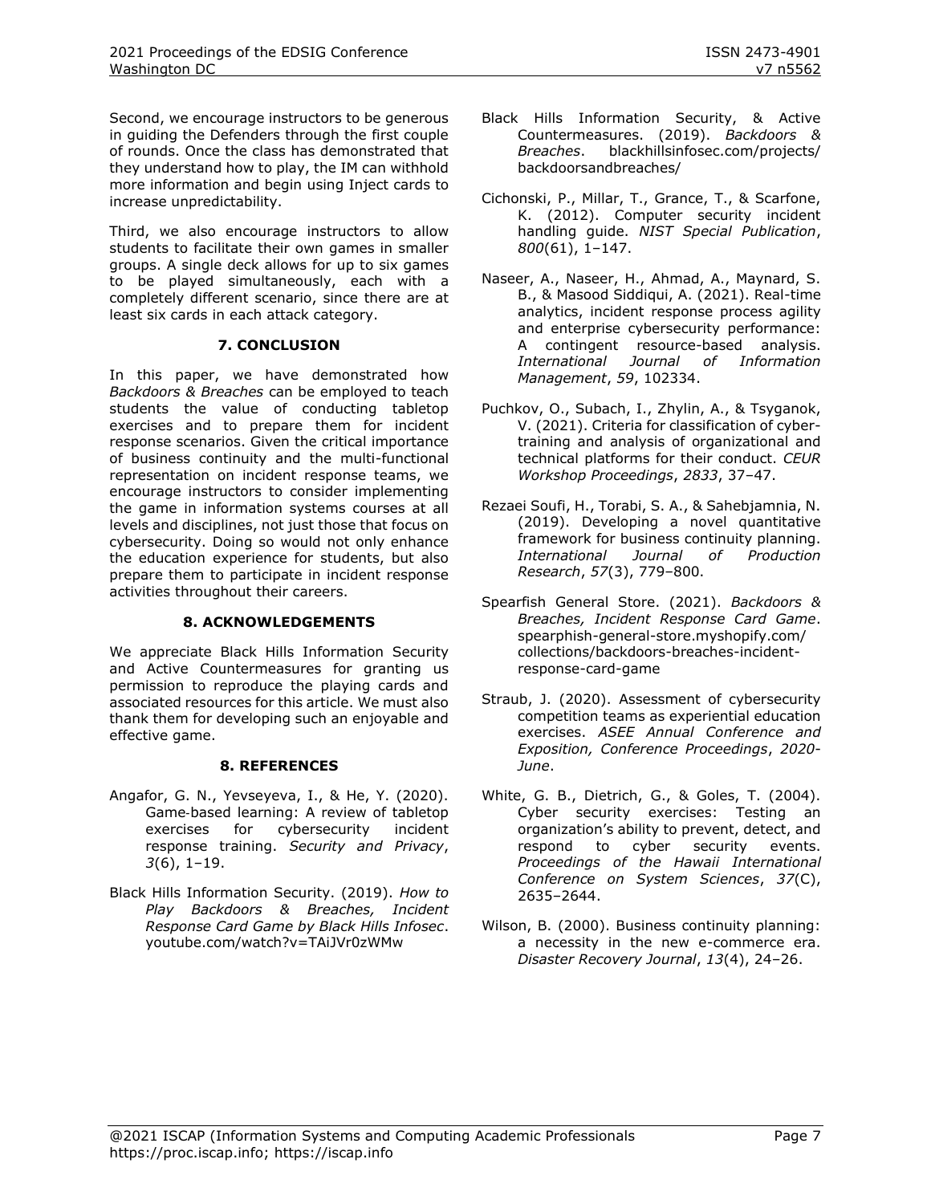Second, we encourage instructors to be generous in guiding the Defenders through the first couple of rounds. Once the class has demonstrated that they understand how to play, the IM can withhold more information and begin using Inject cards to increase unpredictability.

Third, we also encourage instructors to allow students to facilitate their own games in smaller groups. A single deck allows for up to six games to be played simultaneously, each with a completely different scenario, since there are at least six cards in each attack category.

## 7. CONCLUSION

In this paper, we have demonstrated how *Backdoors & Breaches* can be employed to teach students the value of conducting tabletop exercises and to prepare them for incident response scenarios. Given the critical importance of business continuity and the multi-functional representation on incident response teams, we encourage instructors to consider implementing the game in information systems courses at all levels and disciplines, not just those that focus on cybersecurity. Doing so would not only enhance the education experience for students, but also prepare them to participate in incident response activities throughout their careers.

## 8. ACKNOWLEDGEMENTS

We appreciate Black Hills Information Security and Active Countermeasures for granting us permission to reproduce the playing cards and associated resources for this article. We must also thank them for developing such an enjoyable and effective game.

## 8. REFERENCES

Angafor, G. N., Yevseyeva, I., & He, Y. (2020). Game‐based learning: A review of tabletop exercises for cybersecurity incident response training. *Security and Privacy*, *3*(6), 1–19.

Black Hills Information Security. (2019). *How to Play Backdoors & Breaches, Incident Response Card Game by Black Hills Infosec*. youtube.com/watch?v=TAiJVr0zWMw

Black Hills Information Security, & Active Countermeasures. (2019). *Backdoors & Breaches*. blackhillsinfosec.com/projects/backdoorsandbreaches/

Cichonski, P., Millar, T., Grance, T., & Scarfone, K. (2012). Computer security incident handling guide. *NIST Special Publication*, *800*(61), 1–147.

Naseer, A., Naseer, H., Ahmad, A., Maynard, S. B., & Masood Siddiqui, A. (2021). Real-time analytics, incident response process agility and enterprise cybersecurity performance: A contingent resource-based analysis. *International Journal of Information Management*, *59*, 102334.

Puchkov, O., Subach, I., Zhylin, A., & Tsyganok, V. (2021). Criteria for classification of cyber-training and analysis of organizational and technical platforms for their conduct. *CEUR Workshop Proceedings*, *2833*, 37–47.

Rezaei Soufi, H., Torabi, S. A., & Sahebjamnia, N. (2019). Developing a novel quantitative framework for business continuity planning. *International Journal of Production Research*, *57*(3), 779–800.

Spearfish General Store. (2021). *Backdoors & Breaches, Incident Response Card Game*. spearphish-general-store.myshopify.com/collections/backdoors-breaches-incident-response-card-game

Straub, J. (2020). Assessment of cybersecurity competition teams as experiential education exercises. *ASEE Annual Conference and Exposition, Conference Proceedings*, *2020-June*.

White, G. B., Dietrich, G., & Goles, T. (2004). Cyber security exercises: Testing an organization's ability to prevent, detect, and respond to cyber security events. *Proceedings of the Hawaii International Conference on System Sciences*, *37*(C), 2635–2644.

Wilson, B. (2000). Business continuity planning: a necessity in the new e-commerce era. *Disaster Recovery Journal*, *13*(4), 24–26.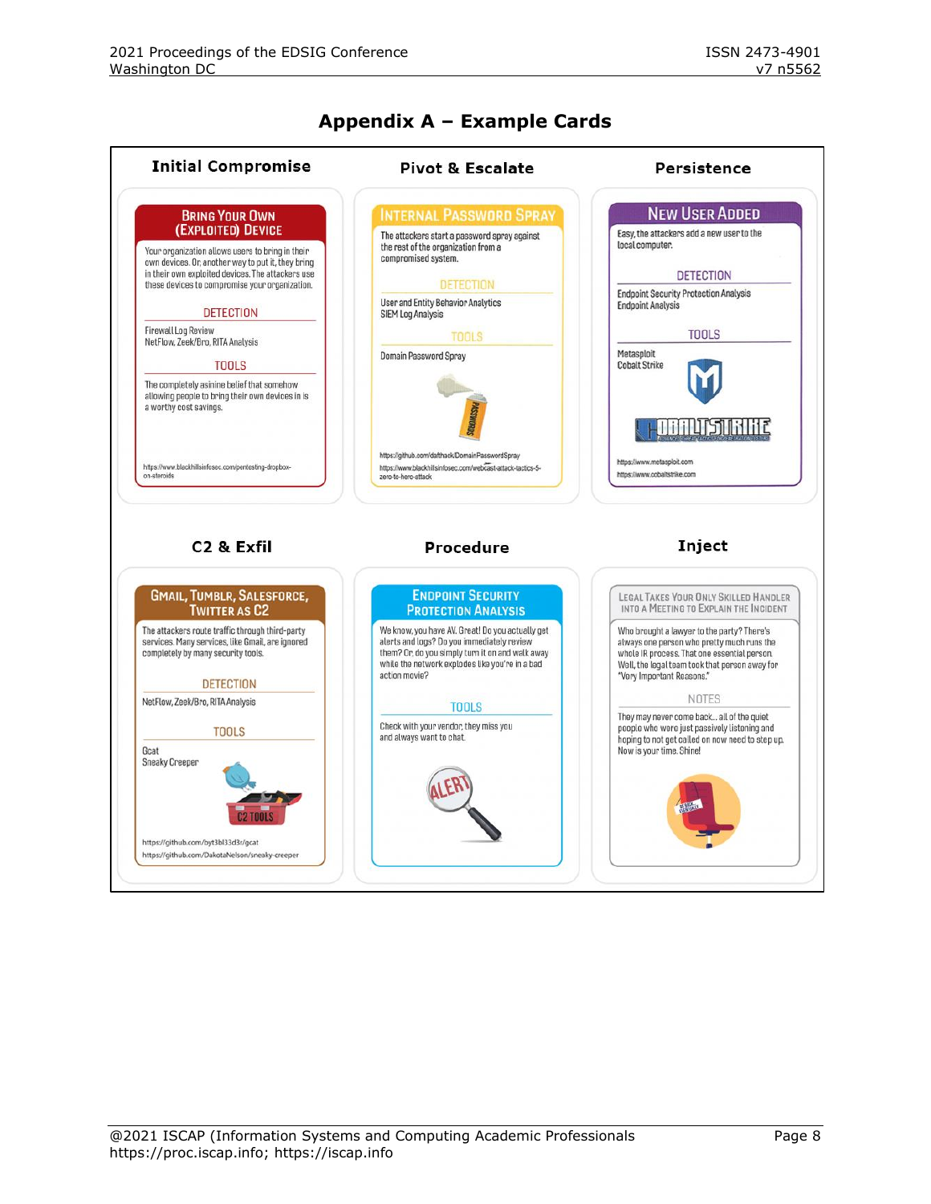## Appendix A – Example Cards

### Initial Compromise

**BRING YOUR OWN (EXPLOITED) DEVICE**

Your organization allows users to bring in their own devices. Or, another way to put it, they bring in their own exploited devices. The attackers use these devices to compromise your organization.

DETECTION

Firewall Log Review
NetFlow, Zeek/Bro, RITA Analysis

TOOLS

The completely asinine belief that somehow allowing people to bring their own devices in is a worthy cost savings.

https://www.blackhillsinfosec.com/pentesting-dropbox-on-steroids

### Pivot & Escalate

**INTERNAL PASSWORD SPRAY**

The attackers start a password spray against the rest of the organization from a compromised system.

DETECTION

User and Entity Behavior Analytics
SIEM Log Analysis

TOOLS

Domain Password Spray

https://github.com/dafthack/DomainPasswordSpray
https://www.blackhillsinfosec.com/webcast-attack-tactics-5-zero-to-hero-attack

### Persistence

**NEW USER ADDED**

Easy, the attackers add a new user to the local computer.

DETECTION

Endpoint Security Protection Analysis
Endpoint Analysis

TOOLS

Metasploit
Cobalt Strike

https://www.metasploit.com
https://www.cobaltstrike.com

### C2 & Exfil

**GMAIL, TUMBLR, SALESFORCE, TWITTER AS C2**

The attackers route traffic through third-party services. Many services, like Gmail, are ignored completely by many security tools.

DETECTION

NetFlow, Zeek/Bro, RITA Analysis

TOOLS

Gcat
Sneaky Creeper

https://github.com/byt3bl33d3r/gcat
https://github.com/DakotaNelson/sneaky-creeper

### Procedure

**ENDPOINT SECURITY PROTECTION ANALYSIS**

We know, you have AV. Great! Do you actually get alerts and logs? Do you immediately review them? Or, do you simply turn it on and walk away while the network explodes like you're in a bad action movie?

TOOLS

Check with your vendor, they miss you and always want to chat.

### Inject

**LEGAL TAKES YOUR ONLY SKILLED HANDLER INTO A MEETING TO EXPLAIN THE INCIDENT**

Who brought a lawyer to the party? There's always one person who pretty much runs the whole IR process. That one essential person. Well, the legal team took that person away for "Very Important Reasons."

NOTES

They may never come back... all of the quiet people who were just passively listening and hoping to not get called on now need to step up. Now is your time. Shine!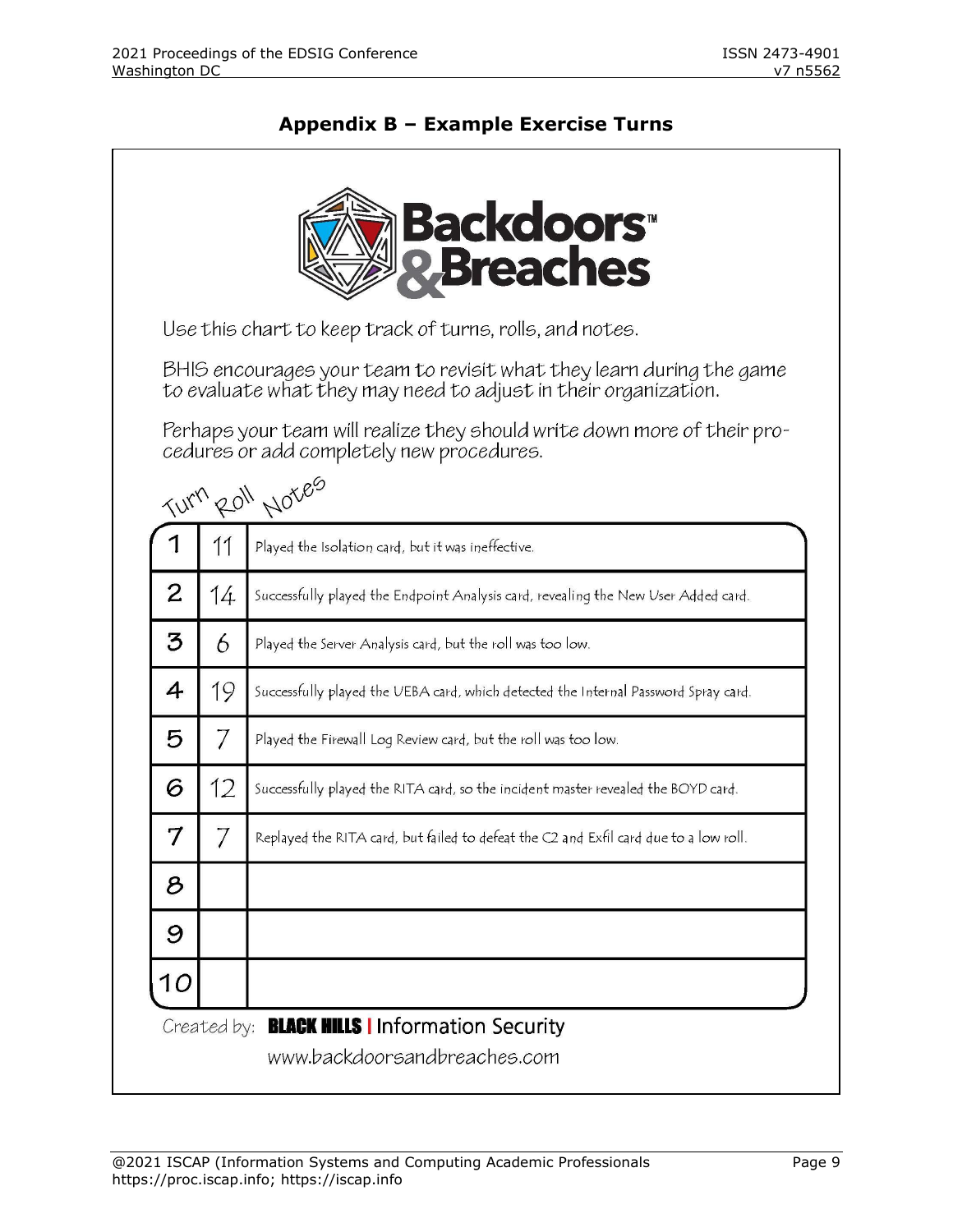## Appendix B – Example Exercise Turns

Backdoors & Breaches

Use this chart to keep track of turns, rolls, and notes.

BHIS encourages your team to revisit what they learn during the game to evaluate what they may need to adjust in their organization.

Perhaps your team will realize they should write down more of their procedures or add completely new procedures.

| Turn | Roll | Notes |
|---|---|---|
| 1 | 11 | Played the Isolation card, but it was ineffective. |
| 2 | 14 | Successfully played the Endpoint Analysis card, revealing the New User Added card. |
| 3 | 6 | Played the Server Analysis card, but the roll was too low. |
| 4 | 19 | Successfully played the UEBA card, which detected the Internal Password Spray card. |
| 5 | 7 | Played the Firewall Log Review card, but the roll was too low. |
| 6 | 12 | Successfully played the RITA card, so the incident master revealed the BOYD card. |
| 7 | 7 | Replayed the RITA card, but failed to defeat the C2 and Exfil card due to a low roll. |
| 8 | | |
| 9 | | |
| 10 | | |

Created by: BLACK HILLS | Information Security

www.backdoorsandbreaches.com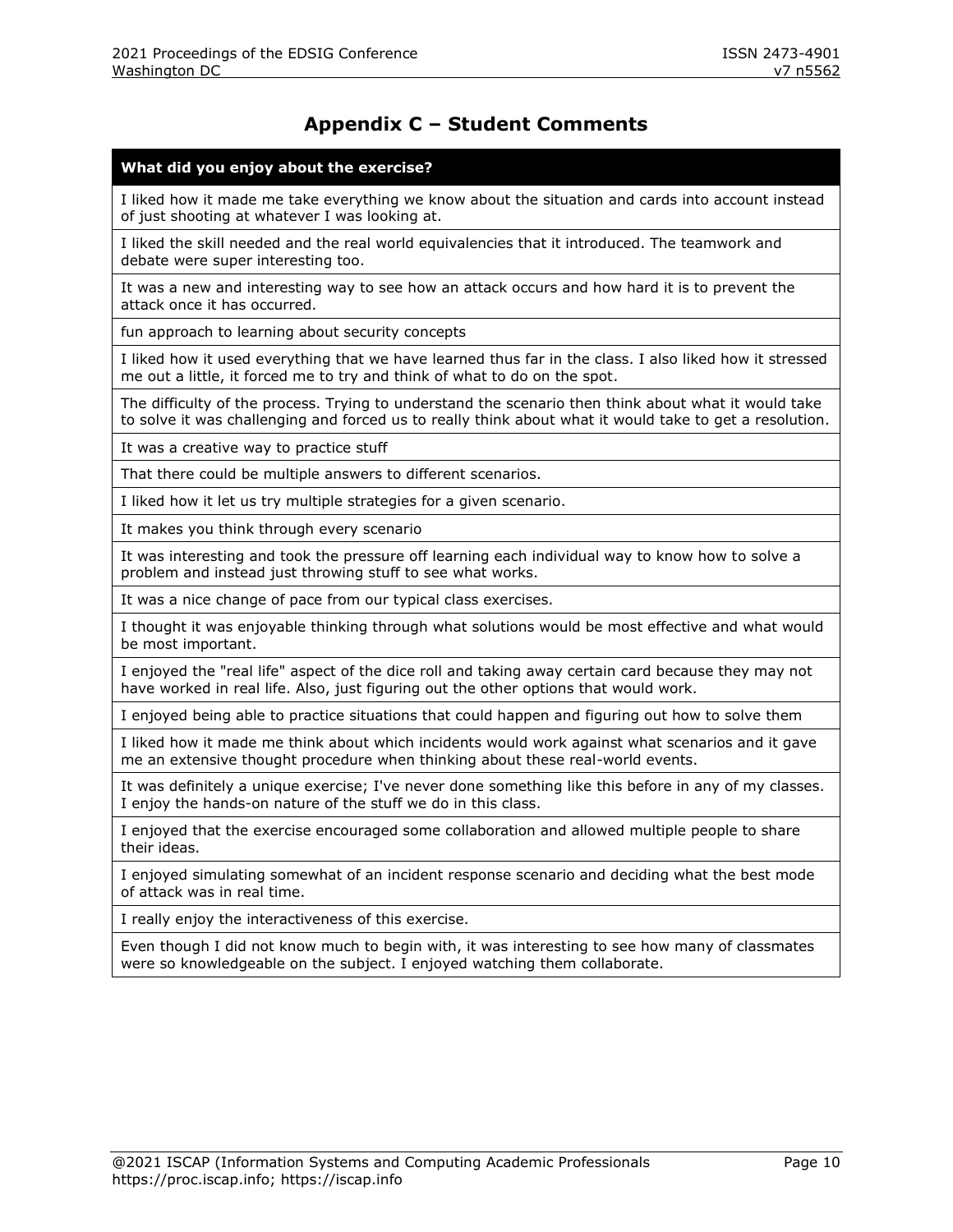# Appendix C – Student Comments

| What did you enjoy about the exercise? |
|---|
| I liked how it made me take everything we know about the situation and cards into account instead of just shooting at whatever I was looking at. |
| I liked the skill needed and the real world equivalencies that it introduced. The teamwork and debate were super interesting too. |
| It was a new and interesting way to see how an attack occurs and how hard it is to prevent the attack once it has occurred. |
| fun approach to learning about security concepts |
| I liked how it used everything that we have learned thus far in the class. I also liked how it stressed me out a little, it forced me to try and think of what to do on the spot. |
| The difficulty of the process. Trying to understand the scenario then think about what it would take to solve it was challenging and forced us to really think about what it would take to get a resolution. |
| It was a creative way to practice stuff |
| That there could be multiple answers to different scenarios. |
| I liked how it let us try multiple strategies for a given scenario. |
| It makes you think through every scenario |
| It was interesting and took the pressure off learning each individual way to know how to solve a problem and instead just throwing stuff to see what works. |
| It was a nice change of pace from our typical class exercises. |
| I thought it was enjoyable thinking through what solutions would be most effective and what would be most important. |
| I enjoyed the "real life" aspect of the dice roll and taking away certain card because they may not have worked in real life. Also, just figuring out the other options that would work. |
| I enjoyed being able to practice situations that could happen and figuring out how to solve them |
| I liked how it made me think about which incidents would work against what scenarios and it gave me an extensive thought procedure when thinking about these real-world events. |
| It was definitely a unique exercise; I've never done something like this before in any of my classes. I enjoy the hands-on nature of the stuff we do in this class. |
| I enjoyed that the exercise encouraged some collaboration and allowed multiple people to share their ideas. |
| I enjoyed simulating somewhat of an incident response scenario and deciding what the best mode of attack was in real time. |
| I really enjoy the interactiveness of this exercise. |
| Even though I did not know much to begin with, it was interesting to see how many of classmates were so knowledgeable on the subject. I enjoyed watching them collaborate. |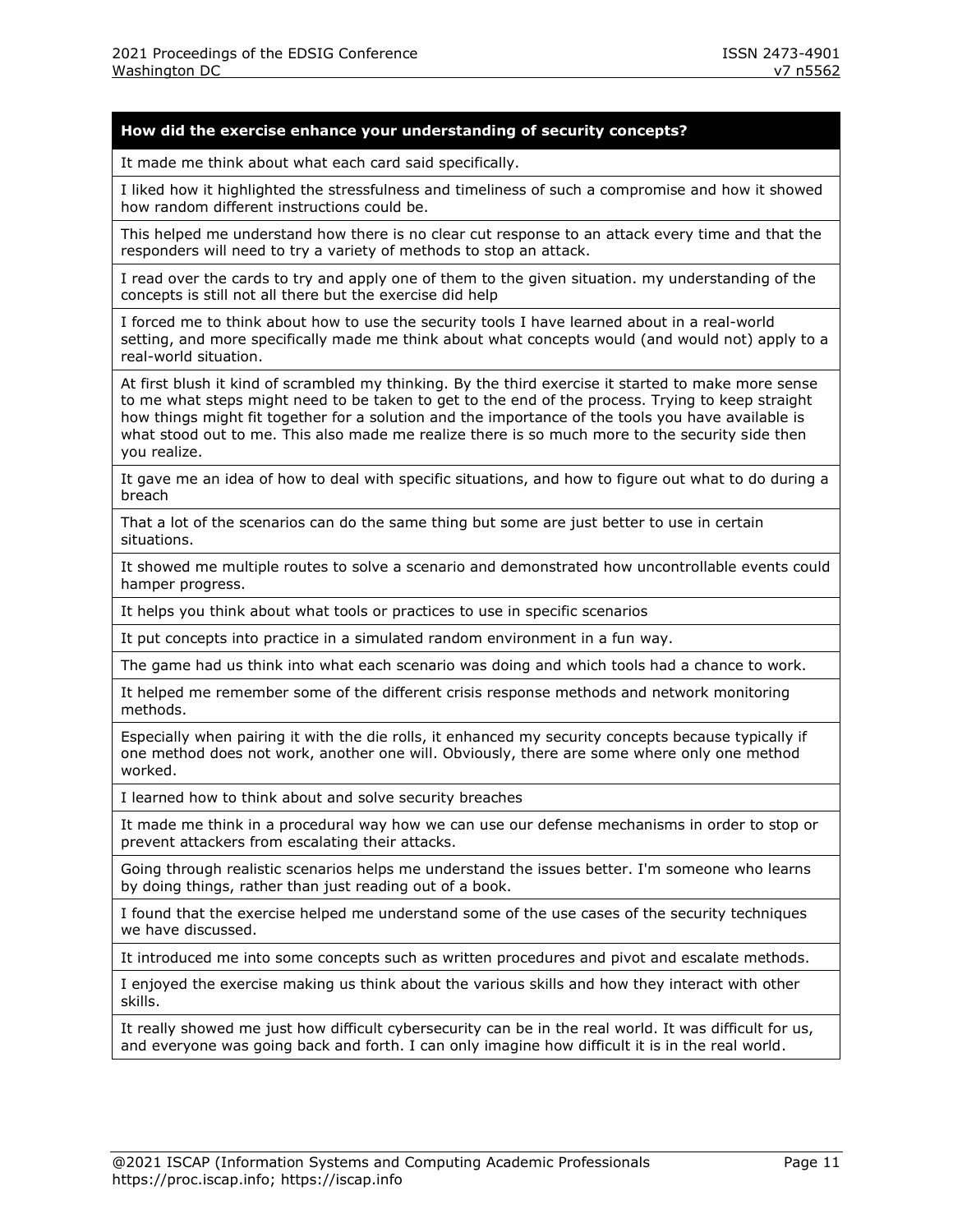| How did the exercise enhance your understanding of security concepts? |
| --- |
| It made me think about what each card said specifically. |
| I liked how it highlighted the stressfulness and timeliness of such a compromise and how it showed how random different instructions could be. |
| This helped me understand how there is no clear cut response to an attack every time and that the responders will need to try a variety of methods to stop an attack. |
| I read over the cards to try and apply one of them to the given situation. my understanding of the concepts is still not all there but the exercise did help |
| I forced me to think about how to use the security tools I have learned about in a real-world setting, and more specifically made me think about what concepts would (and would not) apply to a real-world situation. |
| At first blush it kind of scrambled my thinking. By the third exercise it started to make more sense to me what steps might need to be taken to get to the end of the process. Trying to keep straight how things might fit together for a solution and the importance of the tools you have available is what stood out to me. This also made me realize there is so much more to the security side then you realize. |
| It gave me an idea of how to deal with specific situations, and how to figure out what to do during a breach |
| That a lot of the scenarios can do the same thing but some are just better to use in certain situations. |
| It showed me multiple routes to solve a scenario and demonstrated how uncontrollable events could hamper progress. |
| It helps you think about what tools or practices to use in specific scenarios |
| It put concepts into practice in a simulated random environment in a fun way. |
| The game had us think into what each scenario was doing and which tools had a chance to work. |
| It helped me remember some of the different crisis response methods and network monitoring methods. |
| Especially when pairing it with the die rolls, it enhanced my security concepts because typically if one method does not work, another one will. Obviously, there are some where only one method worked. |
| I learned how to think about and solve security breaches |
| It made me think in a procedural way how we can use our defense mechanisms in order to stop or prevent attackers from escalating their attacks. |
| Going through realistic scenarios helps me understand the issues better. I'm someone who learns by doing things, rather than just reading out of a book. |
| I found that the exercise helped me understand some of the use cases of the security techniques we have discussed. |
| It introduced me into some concepts such as written procedures and pivot and escalate methods. |
| I enjoyed the exercise making us think about the various skills and how they interact with other skills. |
| It really showed me just how difficult cybersecurity can be in the real world. It was difficult for us, and everyone was going back and forth. I can only imagine how difficult it is in the real world. |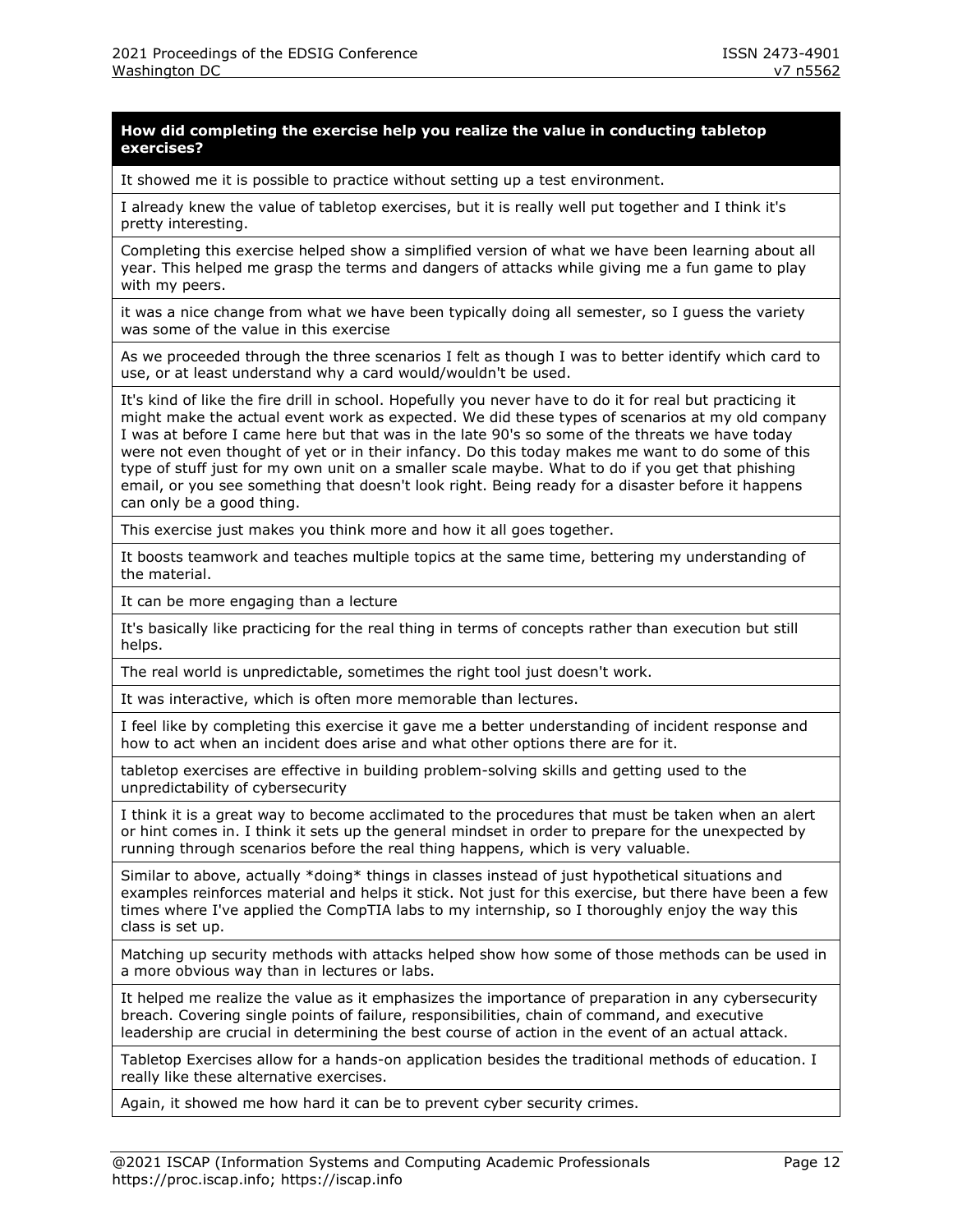| How did completing the exercise help you realize the value in conducting tabletop exercises? |
| --- |
| It showed me it is possible to practice without setting up a test environment. |
| I already knew the value of tabletop exercises, but it is really well put together and I think it's pretty interesting. |
| Completing this exercise helped show a simplified version of what we have been learning about all year. This helped me grasp the terms and dangers of attacks while giving me a fun game to play with my peers. |
| it was a nice change from what we have been typically doing all semester, so I guess the variety was some of the value in this exercise |
| As we proceeded through the three scenarios I felt as though I was to better identify which card to use, or at least understand why a card would/wouldn't be used. |
| It's kind of like the fire drill in school. Hopefully you never have to do it for real but practicing it might make the actual event work as expected. We did these types of scenarios at my old company I was at before I came here but that was in the late 90's so some of the threats we have today were not even thought of yet or in their infancy. Do this today makes me want to do some of this type of stuff just for my own unit on a smaller scale maybe. What to do if you get that phishing email, or you see something that doesn't look right. Being ready for a disaster before it happens can only be a good thing. |
| This exercise just makes you think more and how it all goes together. |
| It boosts teamwork and teaches multiple topics at the same time, bettering my understanding of the material. |
| It can be more engaging than a lecture |
| It's basically like practicing for the real thing in terms of concepts rather than execution but still helps. |
| The real world is unpredictable, sometimes the right tool just doesn't work. |
| It was interactive, which is often more memorable than lectures. |
| I feel like by completing this exercise it gave me a better understanding of incident response and how to act when an incident does arise and what other options there are for it. |
| tabletop exercises are effective in building problem-solving skills and getting used to the unpredictability of cybersecurity |
| I think it is a great way to become acclimated to the procedures that must be taken when an alert or hint comes in. I think it sets up the general mindset in order to prepare for the unexpected by running through scenarios before the real thing happens, which is very valuable. |
| Similar to above, actually *doing* things in classes instead of just hypothetical situations and examples reinforces material and helps it stick. Not just for this exercise, but there have been a few times where I've applied the CompTIA labs to my internship, so I thoroughly enjoy the way this class is set up. |
| Matching up security methods with attacks helped show how some of those methods can be used in a more obvious way than in lectures or labs. |
| It helped me realize the value as it emphasizes the importance of preparation in any cybersecurity breach. Covering single points of failure, responsibilities, chain of command, and executive leadership are crucial in determining the best course of action in the event of an actual attack. |
| Tabletop Exercises allow for a hands-on application besides the traditional methods of education. I really like these alternative exercises. |
| Again, it showed me how hard it can be to prevent cyber security crimes. |